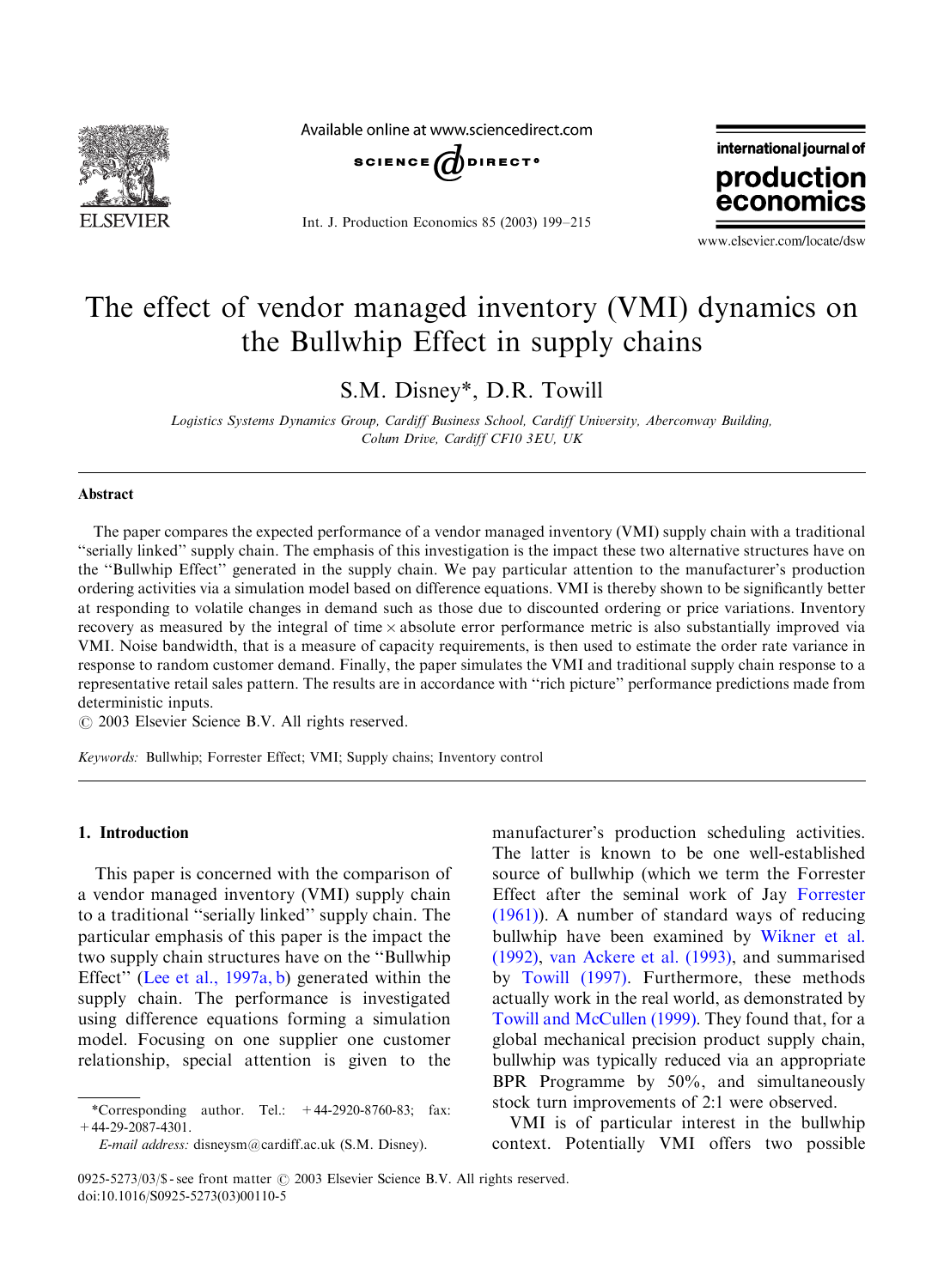# The effect of vendor managed inventory (VMI) dynamics on the Bullwhip Effect in supply chains

S.M. Disney*, D.R. Towill

*Logistics Systems Dynamics Group, Cardiff Business School, Cardiff University, Aberconway Building, Colum Drive, Cardiff CF10 3EU, UK*

## Abstract

The paper compares the expected performance of a vendor managed inventory (VMI) supply chain with a traditional "serially linked" supply chain. The emphasis of this investigation is the impact these two alternative structures have on the "Bullwhip Effect" generated in the supply chain. We pay particular attention to the manufacturer's production ordering activities via a simulation model based on difference equations. VMI is thereby shown to be significantly better at responding to volatile changes in demand such as those due to discounted ordering or price variations. Inventory recovery as measured by the integral of time × absolute error performance metric is also substantially improved via VMI. Noise bandwidth, that is a measure of capacity requirements, is then used to estimate the order rate variance in response to random customer demand. Finally, the paper simulates the VMI and traditional supply chain response to a representative retail sales pattern. The results are in accordance with "rich picture" performance predictions made from deterministic inputs.

© 2003 Elsevier Science B.V. All rights reserved.

*Keywords:* Bullwhip; Forrester Effect; VMI; Supply chains; Inventory control

## 1. Introduction

This paper is concerned with the comparison of a vendor managed inventory (VMI) supply chain to a traditional "serially linked" supply chain. The particular emphasis of this paper is the impact the two supply chain structures have on the "Bullwhip Effect" (Lee et al., 1997a, b) generated within the supply chain. The performance is investigated using difference equations forming a simulation model. Focusing on one supplier one customer relationship, special attention is given to the manufacturer's production scheduling activities. The latter is known to be one well-established source of bullwhip (which we term the Forrester Effect after the seminal work of Jay Forrester (1961)). A number of standard ways of reducing bullwhip have been examined by Wikner et al. (1992), van Ackere et al. (1993), and summarised by Towill (1997). Furthermore, these methods actually work in the real world, as demonstrated by Towill and McCullen (1999). They found that, for a global mechanical precision product supply chain, bullwhip was typically reduced via an appropriate BPR Programme by 50%, and simultaneously stock turn improvements of 2:1 were observed.

VMI is of particular interest in the bullwhip context. Potentially VMI offers two possible

*Corresponding author. Tel.: +44-2920-8760-83; fax: +44-29-2087-4301.
*E-mail address:* disneysm@cardiff.ac.uk (S.M. Disney).

0925-5273/03/$ - see front matter © 2003 Elsevier Science B.V. All rights reserved.
doi:10.1016/S0925-5273(03)00110-5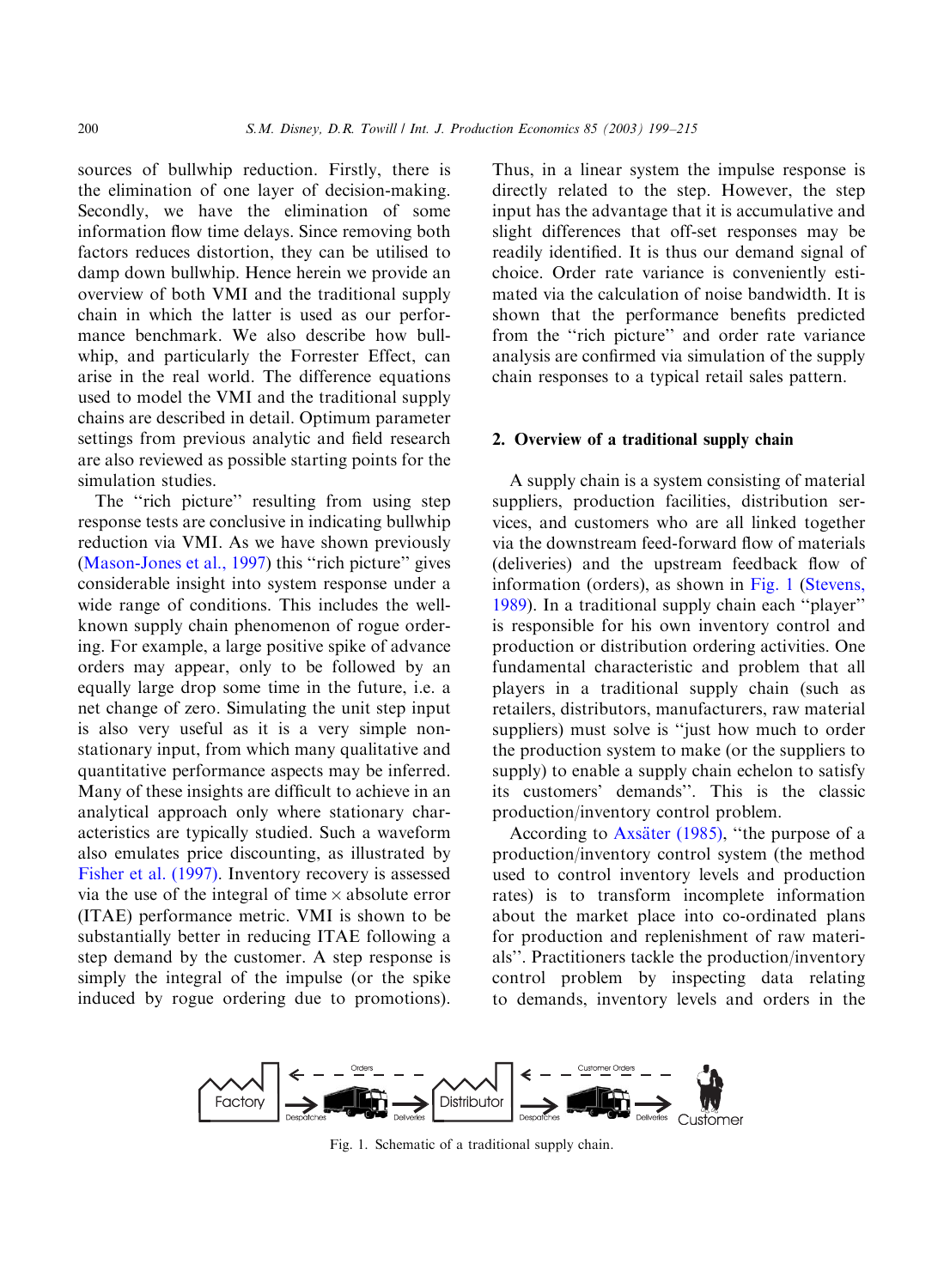sources of bullwhip reduction. Firstly, there is the elimination of one layer of decision-making. Secondly, we have the elimination of some information flow time delays. Since removing both factors reduces distortion, they can be utilised to damp down bullwhip. Hence herein we provide an overview of both VMI and the traditional supply chain in which the latter is used as our performance benchmark. We also describe how bullwhip, and particularly the Forrester Effect, can arise in the real world. The difference equations used to model the VMI and the traditional supply chains are described in detail. Optimum parameter settings from previous analytic and field research are also reviewed as possible starting points for the simulation studies.

The "rich picture" resulting from using step response tests are conclusive in indicating bullwhip reduction via VMI. As we have shown previously (Mason-Jones et al., 1997) this "rich picture" gives considerable insight into system response under a wide range of conditions. This includes the well-known supply chain phenomenon of rogue ordering. For example, a large positive spike of advance orders may appear, only to be followed by an equally large drop some time in the future, i.e. a net change of zero. Simulating the unit step input is also very useful as it is a very simple non-stationary input, from which many qualitative and quantitative performance aspects may be inferred. Many of these insights are difficult to achieve in an analytical approach only where stationary characteristics are typically studied. Such a waveform also emulates price discounting, as illustrated by Fisher et al. (1997). Inventory recovery is assessed via the use of the integral of time × absolute error (ITAE) performance metric. VMI is shown to be substantially better in reducing ITAE following a step demand by the customer. A step response is simply the integral of the impulse (or the spike induced by rogue ordering due to promotions). Thus, in a linear system the impulse response is directly related to the step. However, the step input has the advantage that it is accumulative and slight differences that off-set responses may be readily identified. It is thus our demand signal of choice. Order rate variance is conveniently estimated via the calculation of noise bandwidth. It is shown that the performance benefits predicted from the "rich picture" and order rate variance analysis are confirmed via simulation of the supply chain responses to a typical retail sales pattern.

## 2. Overview of a traditional supply chain

A supply chain is a system consisting of material suppliers, production facilities, distribution services, and customers who are all linked together via the downstream feed-forward flow of materials (deliveries) and the upstream feedback flow of information (orders), as shown in Fig. 1 (Stevens, 1989). In a traditional supply chain each "player" is responsible for his own inventory control and production or distribution ordering activities. One fundamental characteristic and problem that all players in a traditional supply chain (such as retailers, distributors, manufacturers, raw material suppliers) must solve is "just how much to order the production system to make (or the suppliers to supply) to enable a supply chain echelon to satisfy its customers' demands". This is the classic production/inventory control problem.

According to Axsäter (1985), "the purpose of a production/inventory control system (the method used to control inventory levels and production rates) is to transform incomplete information about the market place into co-ordinated plans for production and replenishment of raw materials". Practitioners tackle the production/inventory control problem by inspecting data relating to demands, inventory levels and orders in the

Factory — Orders — Despatches — Deliveries — Distributor — Customer Orders — Despatches — Deliveries — Customer

Fig. 1. Schematic of a traditional supply chain.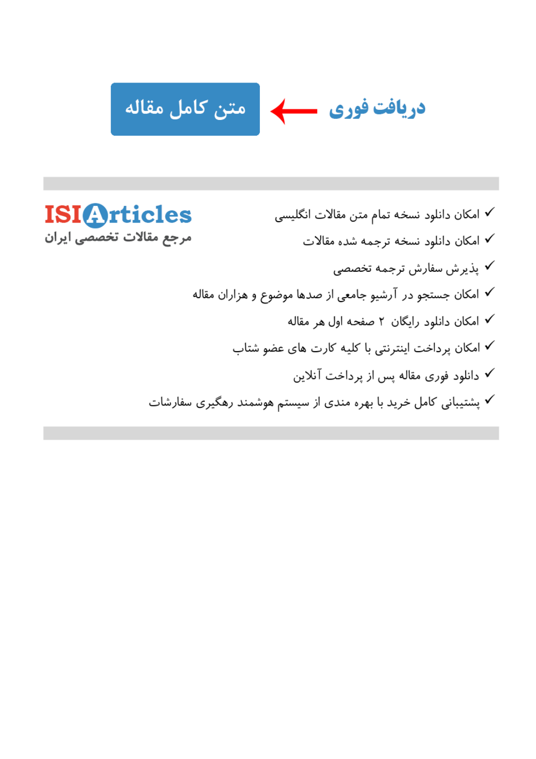دریافت فوری ← متن کامل مقاله

**ISIArticles**
مرجع مقالات تخصصی ایران

- ✓ امکان دانلود نسخه تمام متن مقالات انگلیسی
- ✓ امکان دانلود نسخه ترجمه شده مقالات
- ✓ پذیرش سفارش ترجمه تخصصی
- ✓ امکان جستجو در آرشیو جامعی از صدها موضوع و هزاران مقاله
- ✓ امکان دانلود رایگان ۲ صفحه اول هر مقاله
- ✓ امکان پرداخت اینترنتی با کلیه کارت های عضو شتاب
- ✓ دانلود فوری مقاله پس از پرداخت آنلاین
- ✓ پشتیبانی کامل خرید با بهره مندی از سیستم هوشمند رهگیری سفارشات